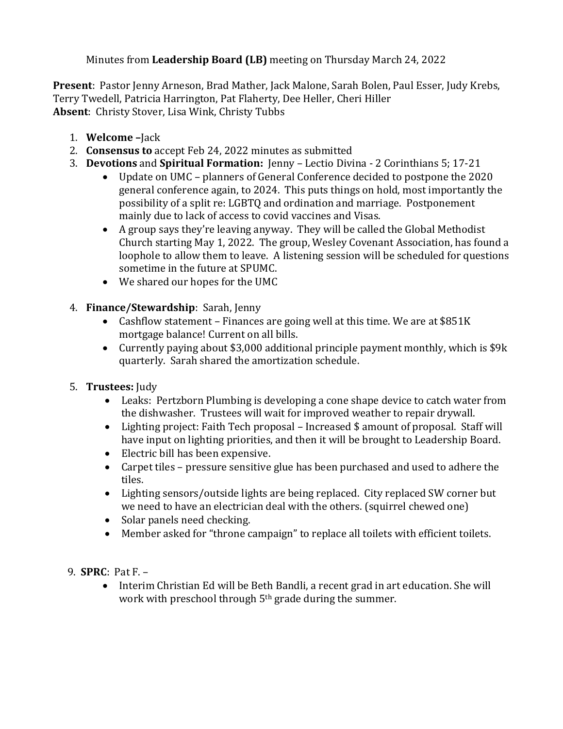Minutes from **Leadership Board (LB)** meeting on Thursday March 24, 2022

**Present**: Pastor Jenny Arneson, Brad Mather, Jack Malone, Sarah Bolen, Paul Esser, Judy Krebs, Terry Twedell, Patricia Harrington, Pat Flaherty, Dee Heller, Cheri Hiller
**Absent**: Christy Stover, Lisa Wink, Christy Tubbs

1. **Welcome –**Jack
2. **Consensus to** accept Feb 24, 2022 minutes as submitted
3. **Devotions** and **Spiritual Formation:** Jenny – Lectio Divina - 2 Corinthians 5; 17-21
   - Update on UMC – planners of General Conference decided to postpone the 2020 general conference again, to 2024. This puts things on hold, most importantly the possibility of a split re: LGBTQ and ordination and marriage. Postponement mainly due to lack of access to covid vaccines and Visas.
   - A group says they're leaving anyway. They will be called the Global Methodist Church starting May 1, 2022. The group, Wesley Covenant Association, has found a loophole to allow them to leave. A listening session will be scheduled for questions sometime in the future at SPUMC.
   - We shared our hopes for the UMC
4. **Finance/Stewardship**: Sarah, Jenny
   - Cashflow statement – Finances are going well at this time. We are at $851K mortgage balance! Current on all bills.
   - Currently paying about $3,000 additional principle payment monthly, which is $9k quarterly. Sarah shared the amortization schedule.
5. **Trustees:** Judy
   - Leaks: Pertzborn Plumbing is developing a cone shape device to catch water from the dishwasher. Trustees will wait for improved weather to repair drywall.
   - Lighting project: Faith Tech proposal – Increased $ amount of proposal. Staff will have input on lighting priorities, and then it will be brought to Leadership Board.
   - Electric bill has been expensive.
   - Carpet tiles – pressure sensitive glue has been purchased and used to adhere the tiles.
   - Lighting sensors/outside lights are being replaced. City replaced SW corner but we need to have an electrician deal with the others. (squirrel chewed one)
   - Solar panels need checking.
   - Member asked for "throne campaign" to replace all toilets with efficient toilets.

9. **SPRC**: Pat F. –
   - Interim Christian Ed will be Beth Bandli, a recent grad in art education. She will work with preschool through 5th grade during the summer.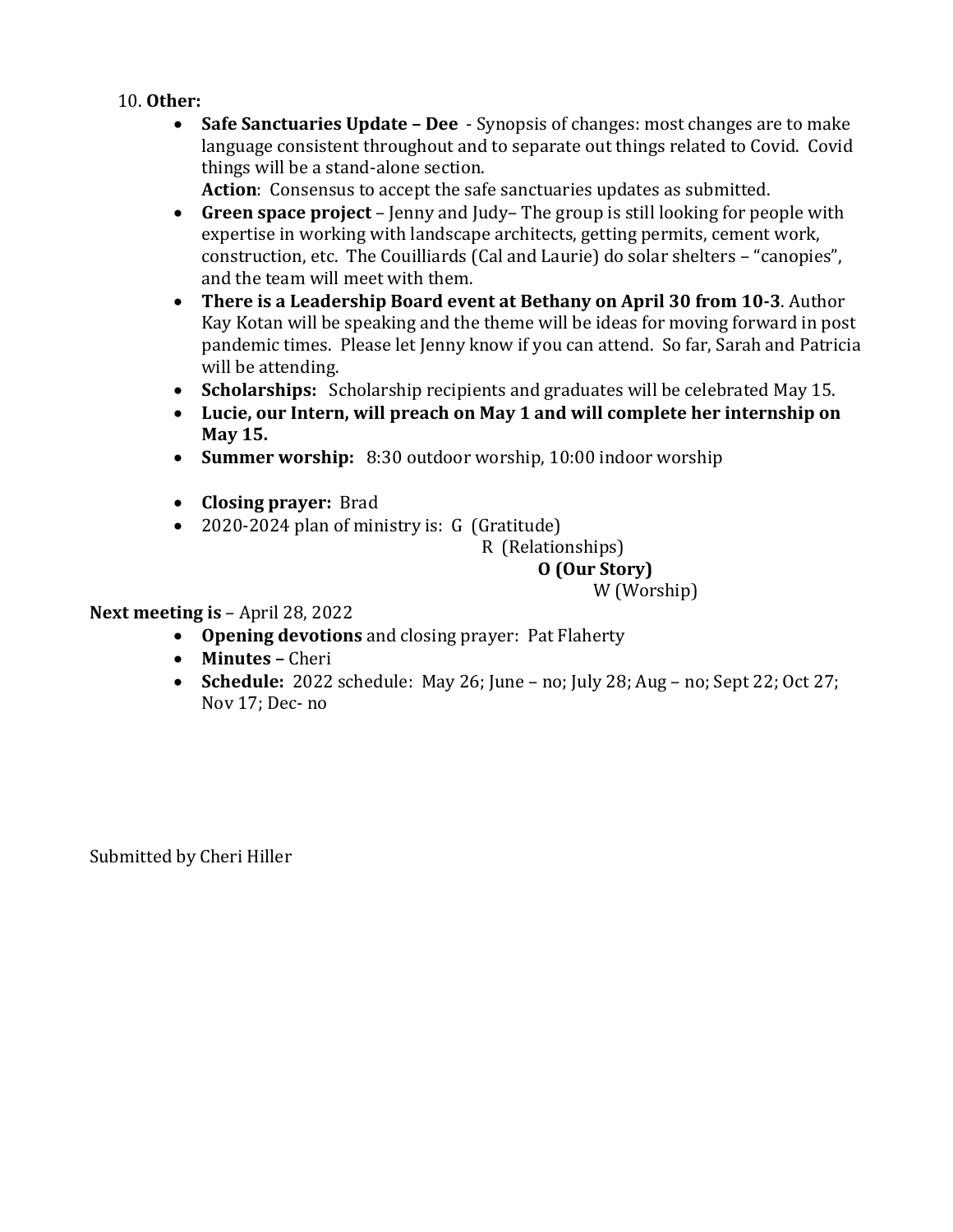10. **Other:**

- **Safe Sanctuaries Update – Dee** - Synopsis of changes: most changes are to make language consistent throughout and to separate out things related to Covid. Covid things will be a stand-alone section.
  **Action**: Consensus to accept the safe sanctuaries updates as submitted.
- **Green space project** – Jenny and Judy– The group is still looking for people with expertise in working with landscape architects, getting permits, cement work, construction, etc. The Couilliards (Cal and Laurie) do solar shelters – "canopies", and the team will meet with them.
- **There is a Leadership Board event at Bethany on April 30 from 10-3**. Author Kay Kotan will be speaking and the theme will be ideas for moving forward in post pandemic times. Please let Jenny know if you can attend. So far, Sarah and Patricia will be attending.
- **Scholarships:** Scholarship recipients and graduates will be celebrated May 15.
- **Lucie, our Intern, will preach on May 1 and will complete her internship on May 15.**
- **Summer worship:** 8:30 outdoor worship, 10:00 indoor worship
- **Closing prayer:** Brad
- 2020-2024 plan of ministry is: G (Gratitude)
  R (Relationships)
  **O (Our Story)**
  W (Worship)

**Next meeting is** – April 28, 2022

- **Opening devotions** and closing prayer: Pat Flaherty
- **Minutes –** Cheri
- **Schedule:** 2022 schedule: May 26; June – no; July 28; Aug – no; Sept 22; Oct 27; Nov 17; Dec- no

Submitted by Cheri Hiller